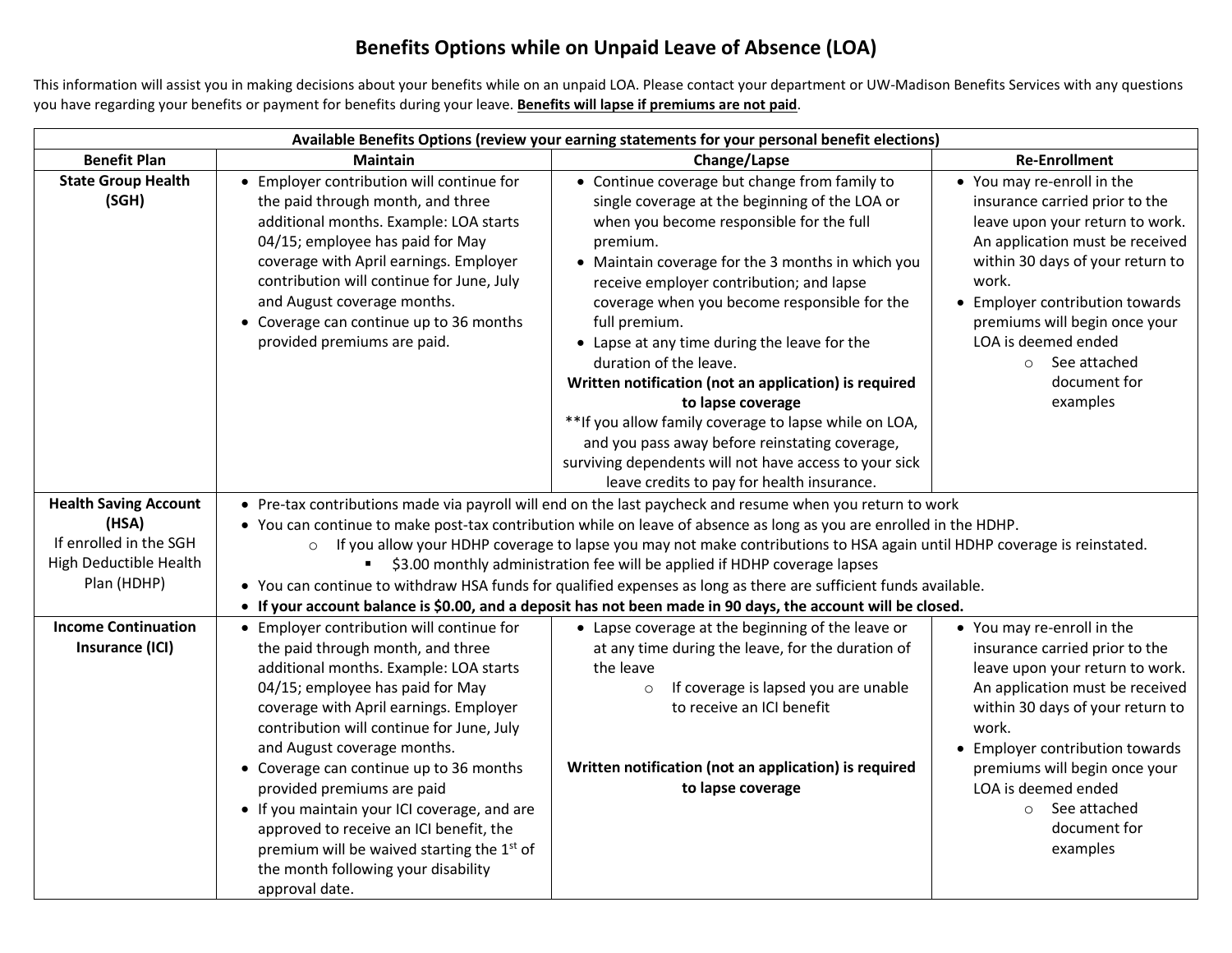# Benefits Options while on Unpaid Leave of Absence (LOA)

This information will assist you in making decisions about your benefits while on an unpaid LOA. Please contact your department or UW-Madison Benefits Services with any questions you have regarding your benefits or payment for benefits during your leave. **Benefits will lapse if premiums are not paid**.

| **Available Benefits Options (review your earning statements for your personal benefit elections)** | | | |
|---|---|---|---|
| **Benefit Plan** | **Maintain** | **Change/Lapse** | **Re-Enrollment** |
| **State Group Health (SGH)** | • Employer contribution will continue for the paid through month, and three additional months. Example: LOA starts 04/15; employee has paid for May coverage with April earnings. Employer contribution will continue for June, July and August coverage months.<br>• Coverage can continue up to 36 months provided premiums are paid. | • Continue coverage but change from family to single coverage at the beginning of the LOA or when you become responsible for the full premium.<br>• Maintain coverage for the 3 months in which you receive employer contribution; and lapse coverage when you become responsible for the full premium.<br>• Lapse at any time during the leave for the duration of the leave.<br>**Written notification (not an application) is required to lapse coverage**<br>**If you allow family coverage to lapse while on LOA, and you pass away before reinstating coverage, surviving dependents will not have access to your sick leave credits to pay for health insurance. | • You may re-enroll in the insurance carried prior to the leave upon your return to work. An application must be received within 30 days of your return to work.<br>• Employer contribution towards premiums will begin once your LOA is deemed ended<br>  ○ See attached document for examples |
| **Health Saving Account (HSA)**<br>If enrolled in the SGH High Deductible Health Plan (HDHP) | • Pre-tax contributions made via payroll will end on the last paycheck and resume when you return to work<br>• You can continue to make post-tax contribution while on leave of absence as long as you are enrolled in the HDHP.<br>  ○ If you allow your HDHP coverage to lapse you may not make contributions to HSA again until HDHP coverage is reinstated.<br>    ▪ \$3.00 monthly administration fee will be applied if HDHP coverage lapses<br>• You can continue to withdraw HSA funds for qualified expenses as long as there are sufficient funds available.<br>• **If your account balance is \$0.00, and a deposit has not been made in 90 days, the account will be closed.** | | |
| **Income Continuation Insurance (ICI)** | • Employer contribution will continue for the paid through month, and three additional months. Example: LOA starts 04/15; employee has paid for May coverage with April earnings. Employer contribution will continue for June, July and August coverage months.<br>• Coverage can continue up to 36 months provided premiums are paid<br>• If you maintain your ICI coverage, and are approved to receive an ICI benefit, the premium will be waived starting the 1st of the month following your disability approval date. | • Lapse coverage at the beginning of the leave or at any time during the leave, for the duration of the leave<br>  ○ If coverage is lapsed you are unable to receive an ICI benefit<br>**Written notification (not an application) is required to lapse coverage** | • You may re-enroll in the insurance carried prior to the leave upon your return to work. An application must be received within 30 days of your return to work.<br>• Employer contribution towards premiums will begin once your LOA is deemed ended<br>  ○ See attached document for examples |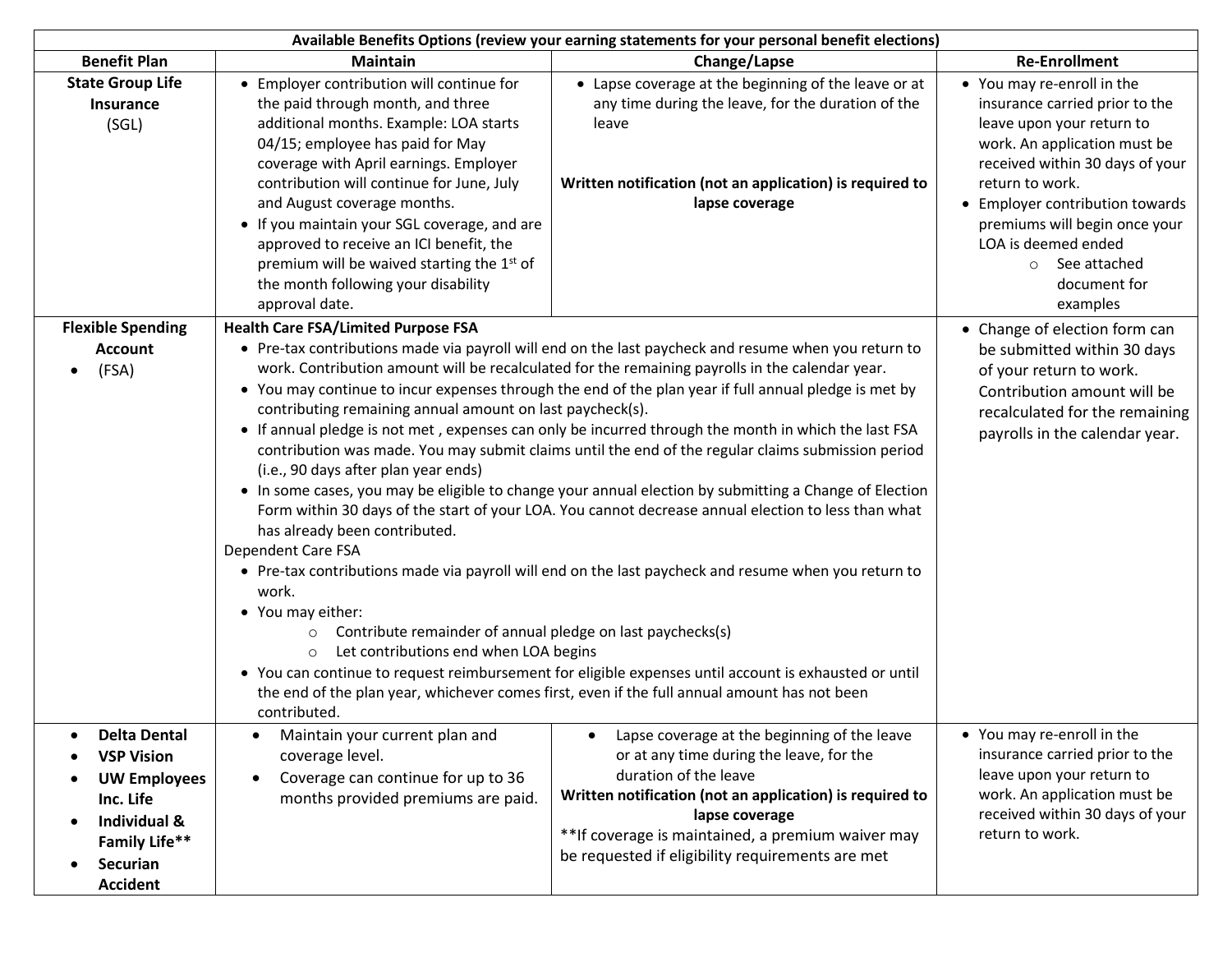| Available Benefits Options (review your earning statements for your personal benefit elections) | | | |
|---|---|---|---|
| **Benefit Plan** | **Maintain** | **Change/Lapse** | **Re-Enrollment** |
| **State Group Life Insurance** (SGL) | • Employer contribution will continue for the paid through month, and three additional months. Example: LOA starts 04/15; employee has paid for May coverage with April earnings. Employer contribution will continue for June, July and August coverage months.<br>• If you maintain your SGL coverage, and are approved to receive an ICI benefit, the premium will be waived starting the 1st of the month following your disability approval date. | • Lapse coverage at the beginning of the leave or at any time during the leave, for the duration of the leave<br><br>**Written notification (not an application) is required to lapse coverage** | • You may re-enroll in the insurance carried prior to the leave upon your return to work. An application must be received within 30 days of your return to work.<br>• Employer contribution towards premiums will begin once your LOA is deemed ended<br>  ○ See attached document for examples |
| **Flexible Spending Account**<br>• (FSA) | **Health Care FSA/Limited Purpose FSA**<br>• Pre-tax contributions made via payroll will end on the last paycheck and resume when you return to work. Contribution amount will be recalculated for the remaining payrolls in the calendar year.<br>• You may continue to incur expenses through the end of the plan year if full annual pledge is met by contributing remaining annual amount on last paycheck(s).<br>• If annual pledge is not met , expenses can only be incurred through the month in which the last FSA contribution was made. You may submit claims until the end of the regular claims submission period (i.e., 90 days after plan year ends)<br>• In some cases, you may be eligible to change your annual election by submitting a Change of Election Form within 30 days of the start of your LOA. You cannot decrease annual election to less than what has already been contributed.<br>Dependent Care FSA<br>• Pre-tax contributions made via payroll will end on the last paycheck and resume when you return to work.<br>• You may either:<br>  ○ Contribute remainder of annual pledge on last paychecks(s)<br>  ○ Let contributions end when LOA begins<br>• You can continue to request reimbursement for eligible expenses until account is exhausted or until the end of the plan year, whichever comes first, even if the full annual amount has not been contributed. | | • Change of election form can be submitted within 30 days of your return to work. Contribution amount will be recalculated for the remaining payrolls in the calendar year. |
| • **Delta Dental**<br>• **VSP Vision**<br>• **UW Employees Inc. Life**<br>• **Individual & Family Life****<br>• **Securian Accident** | • Maintain your current plan and coverage level.<br>• Coverage can continue for up to 36 months provided premiums are paid. | • Lapse coverage at the beginning of the leave or at any time during the leave, for the duration of the leave<br>**Written notification (not an application) is required to lapse coverage**<br>**If coverage is maintained, a premium waiver may be requested if eligibility requirements are met | • You may re-enroll in the insurance carried prior to the leave upon your return to work. An application must be received within 30 days of your return to work. |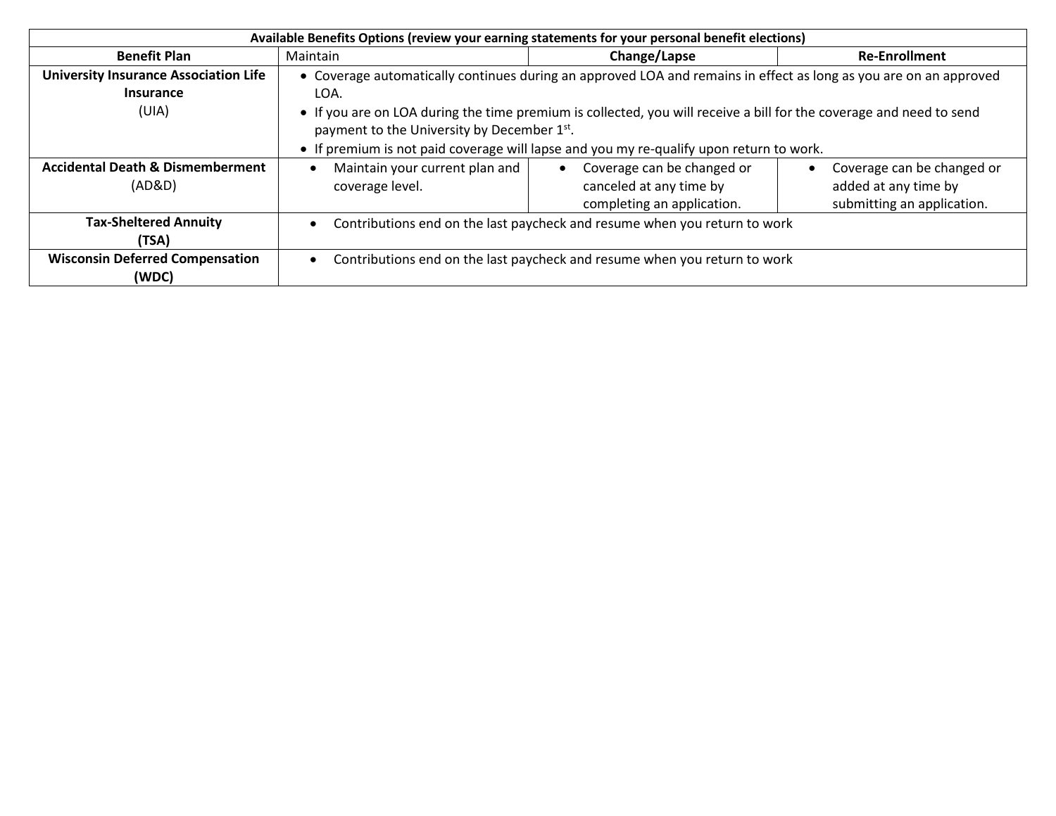| Available Benefits Options (review your earning statements for your personal benefit elections) | | | |
|---|---|---|---|
| **Benefit Plan** | Maintain | **Change/Lapse** | **Re-Enrollment** |
| **University Insurance Association Life Insurance** (UIA) | • Coverage automatically continues during an approved LOA and remains in effect as long as you are on an approved LOA. • If you are on LOA during the time premium is collected, you will receive a bill for the coverage and need to send payment to the University by December 1st. • If premium is not paid coverage will lapse and you my re-qualify upon return to work. | | |
| **Accidental Death & Dismemberment** (AD&D) | • Maintain your current plan and coverage level. | • Coverage can be changed or canceled at any time by completing an application. | • Coverage can be changed or added at any time by submitting an application. |
| **Tax-Sheltered Annuity (TSA)** | • Contributions end on the last paycheck and resume when you return to work | | |
| **Wisconsin Deferred Compensation (WDC)** | • Contributions end on the last paycheck and resume when you return to work | | |